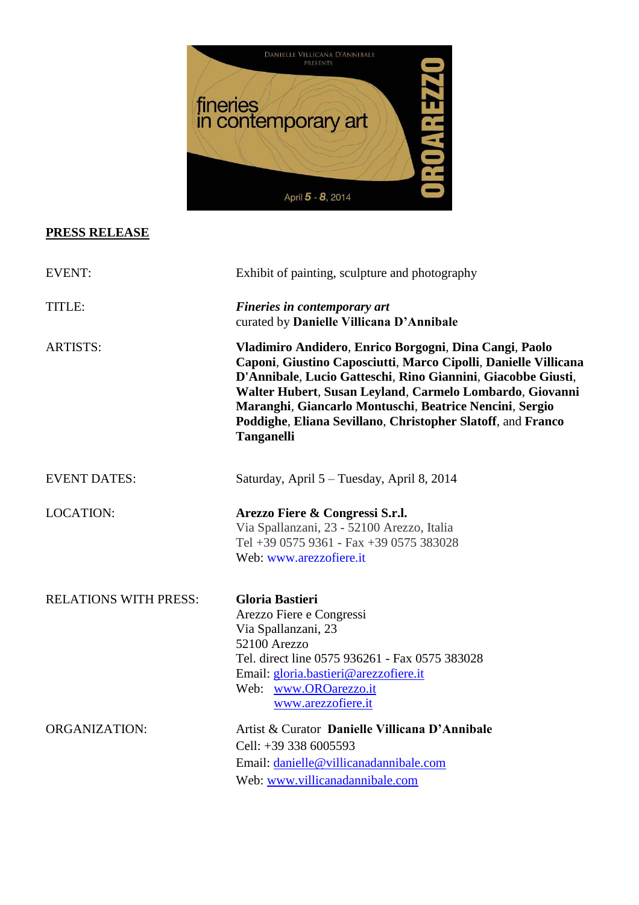DANIELLE VILLICANA D'ANNIBALE PRESENTS

fineries in contemporary art

OROAREZZO

April 5 - 8, 2014

**PRESS RELEASE**

| | |
|---|---|
| EVENT: | Exhibit of painting, sculpture and photography |
| TITLE: | ***Fineries in contemporary art*** curated by **Danielle Villicana D'Annibale** |
| ARTISTS: | **Vladimiro Andidero**, **Enrico Borgogni**, **Dina Cangi**, **Paolo Caponi**, **Giustino Caposciutti**, **Marco Cipolli**, **Danielle Villicana D'Annibale**, **Lucio Gatteschi**, **Rino Giannini**, **Giacobbe Giusti**, **Walter Hubert**, **Susan Leyland**, **Carmelo Lombardo**, **Giovanni Maranghi**, **Giancarlo Montuschi**, **Beatrice Nencini**, **Sergio Poddighe**, **Eliana Sevillano**, **Christopher Slatoff**, and **Franco Tanganelli** |
| EVENT DATES: | Saturday, April 5 – Tuesday, April 8, 2014 |
| LOCATION: | **Arezzo Fiere & Congressi S.r.l.** Via Spallanzani, 23 - 52100 Arezzo, Italia Tel +39 0575 9361 - Fax +39 0575 383028 Web: www.arezzofiere.it |
| RELATIONS WITH PRESS: | **Gloria Bastieri** Arezzo Fiere e Congressi Via Spallanzani, 23 52100 Arezzo Tel. direct line 0575 936261 - Fax 0575 383028 Email: gloria.bastieri@arezzofiere.it Web: www.OROarezzo.it www.arezzofiere.it |
| ORGANIZATION: | Artist & Curator **Danielle Villicana D'Annibale** Cell: +39 338 6005593 Email: danielle@villicanadannibale.com Web: www.villicanadannibale.com |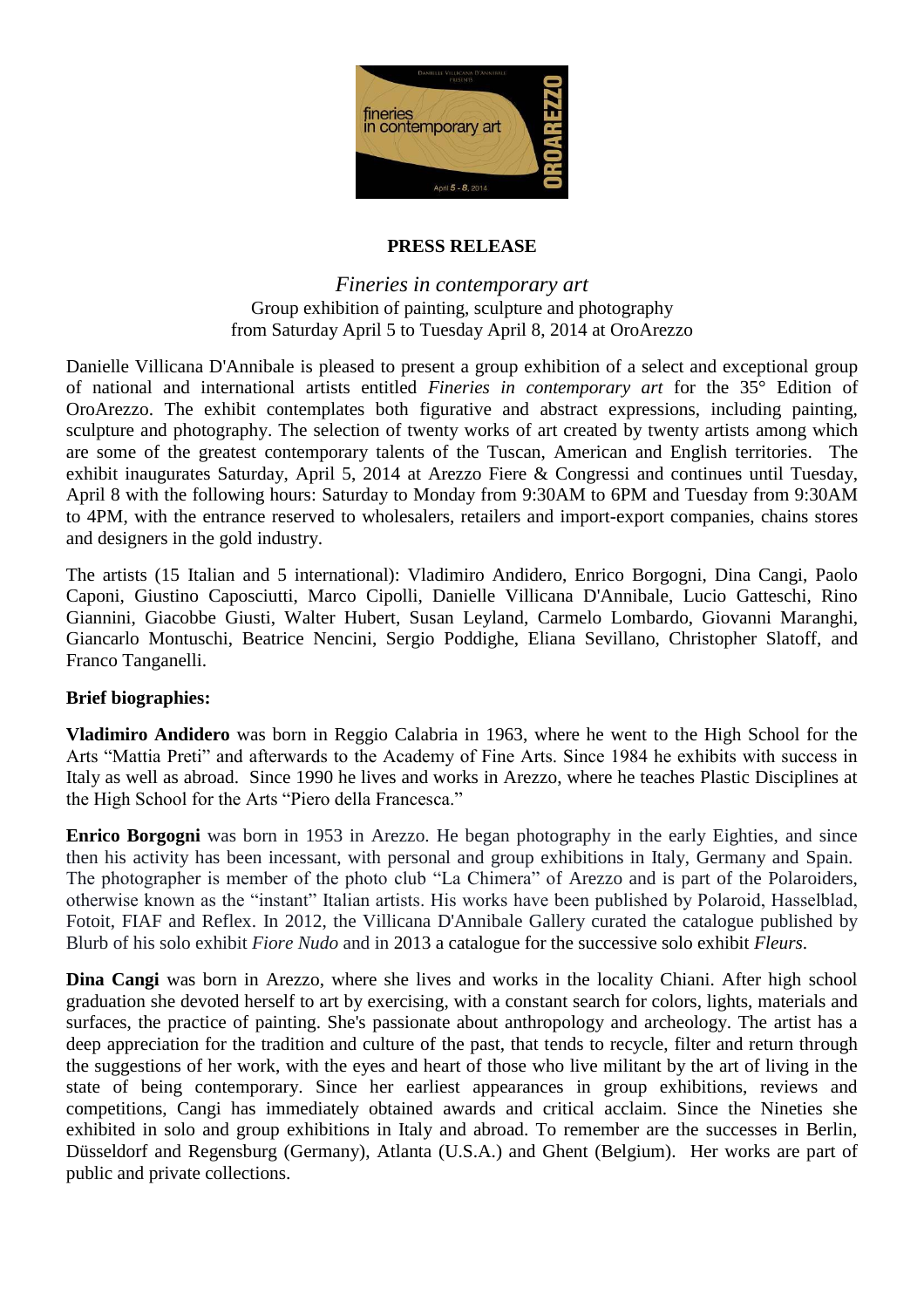**PRESS RELEASE**

*Fineries in contemporary art*
Group exhibition of painting, sculpture and photography
from Saturday April 5 to Tuesday April 8, 2014 at OroArezzo

Danielle Villicana D'Annibale is pleased to present a group exhibition of a select and exceptional group of national and international artists entitled *Fineries in contemporary art* for the 35° Edition of OroArezzo. The exhibit contemplates both figurative and abstract expressions, including painting, sculpture and photography. The selection of twenty works of art created by twenty artists among which are some of the greatest contemporary talents of the Tuscan, American and English territories. The exhibit inaugurates Saturday, April 5, 2014 at Arezzo Fiere & Congressi and continues until Tuesday, April 8 with the following hours: Saturday to Monday from 9:30AM to 6PM and Tuesday from 9:30AM to 4PM, with the entrance reserved to wholesalers, retailers and import-export companies, chains stores and designers in the gold industry.

The artists (15 Italian and 5 international): Vladimiro Andidero, Enrico Borgogni, Dina Cangi, Paolo Caponi, Giustino Caposciutti, Marco Cipolli, Danielle Villicana D'Annibale, Lucio Gatteschi, Rino Giannini, Giacobbe Giusti, Walter Hubert, Susan Leyland, Carmelo Lombardo, Giovanni Maranghi, Giancarlo Montuschi, Beatrice Nencini, Sergio Poddighe, Eliana Sevillano, Christopher Slatoff, and Franco Tanganelli.

**Brief biographies:**

**Vladimiro Andidero** was born in Reggio Calabria in 1963, where he went to the High School for the Arts "Mattia Preti" and afterwards to the Academy of Fine Arts. Since 1984 he exhibits with success in Italy as well as abroad. Since 1990 he lives and works in Arezzo, where he teaches Plastic Disciplines at the High School for the Arts "Piero della Francesca."

**Enrico Borgogni** was born in 1953 in Arezzo. He began photography in the early Eighties, and since then his activity has been incessant, with personal and group exhibitions in Italy, Germany and Spain. The photographer is member of the photo club "La Chimera" of Arezzo and is part of the Polaroiders, otherwise known as the "instant" Italian artists. His works have been published by Polaroid, Hasselblad, Fotoit, FIAF and Reflex. In 2012, the Villicana D'Annibale Gallery curated the catalogue published by Blurb of his solo exhibit *Fiore Nudo* and in 2013 a catalogue for the successive solo exhibit *Fleurs*.

**Dina Cangi** was born in Arezzo, where she lives and works in the locality Chiani. After high school graduation she devoted herself to art by exercising, with a constant search for colors, lights, materials and surfaces, the practice of painting. She's passionate about anthropology and archeology. The artist has a deep appreciation for the tradition and culture of the past, that tends to recycle, filter and return through the suggestions of her work, with the eyes and heart of those who live militant by the art of living in the state of being contemporary. Since her earliest appearances in group exhibitions, reviews and competitions, Cangi has immediately obtained awards and critical acclaim. Since the Nineties she exhibited in solo and group exhibitions in Italy and abroad. To remember are the successes in Berlin, Düsseldorf and Regensburg (Germany), Atlanta (U.S.A.) and Ghent (Belgium). Her works are part of public and private collections.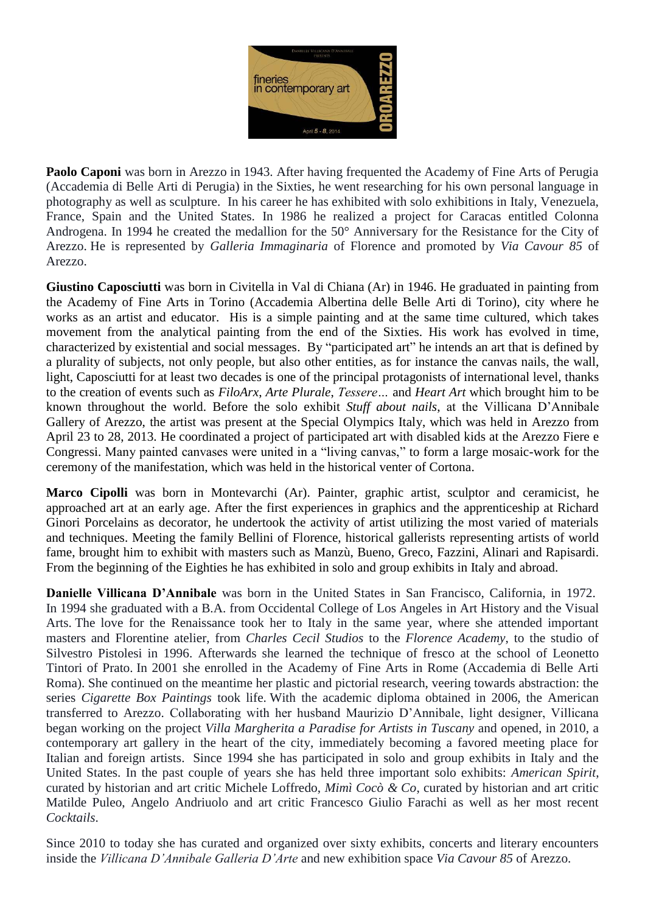**Paolo Caponi** was born in Arezzo in 1943. After having frequented the Academy of Fine Arts of Perugia (Accademia di Belle Arti di Perugia) in the Sixties, he went researching for his own personal language in photography as well as sculpture. In his career he has exhibited with solo exhibitions in Italy, Venezuela, France, Spain and the United States. In 1986 he realized a project for Caracas entitled Colonna Androgena. In 1994 he created the medallion for the 50° Anniversary for the Resistance for the City of Arezzo. He is represented by *Galleria Immaginaria* of Florence and promoted by *Via Cavour 85* of Arezzo.

**Giustino Caposciutti** was born in Civitella in Val di Chiana (Ar) in 1946. He graduated in painting from the Academy of Fine Arts in Torino (Accademia Albertina delle Belle Arti di Torino), city where he works as an artist and educator. His is a simple painting and at the same time cultured, which takes movement from the analytical painting from the end of the Sixties. His work has evolved in time, characterized by existential and social messages. By "participated art" he intends an art that is defined by a plurality of subjects, not only people, but also other entities, as for instance the canvas nails, the wall, light, Caposciutti for at least two decades is one of the principal protagonists of international level, thanks to the creation of events such as *FiloArx*, *Arte Plurale*, *Tessere…* and *Heart Art* which brought him to be known throughout the world. Before the solo exhibit *Stuff about nails*, at the Villicana D'Annibale Gallery of Arezzo, the artist was present at the Special Olympics Italy, which was held in Arezzo from April 23 to 28, 2013. He coordinated a project of participated art with disabled kids at the Arezzo Fiere e Congressi. Many painted canvases were united in a "living canvas," to form a large mosaic-work for the ceremony of the manifestation, which was held in the historical venter of Cortona.

**Marco Cipolli** was born in Montevarchi (Ar). Painter, graphic artist, sculptor and ceramicist, he approached art at an early age. After the first experiences in graphics and the apprenticeship at Richard Ginori Porcelains as decorator, he undertook the activity of artist utilizing the most varied of materials and techniques. Meeting the family Bellini of Florence, historical gallerists representing artists of world fame, brought him to exhibit with masters such as Manzù, Bueno, Greco, Fazzini, Alinari and Rapisardi. From the beginning of the Eighties he has exhibited in solo and group exhibits in Italy and abroad.

**Danielle Villicana D'Annibale** was born in the United States in San Francisco, California, in 1972. In 1994 she graduated with a B.A. from Occidental College of Los Angeles in Art History and the Visual Arts. The love for the Renaissance took her to Italy in the same year, where she attended important masters and Florentine atelier, from *Charles Cecil Studios* to the *Florence Academy*, to the studio of Silvestro Pistolesi in 1996. Afterwards she learned the technique of fresco at the school of Leonetto Tintori of Prato. In 2001 she enrolled in the Academy of Fine Arts in Rome (Accademia di Belle Arti Roma). She continued on the meantime her plastic and pictorial research, veering towards abstraction: the series *Cigarette Box Paintings* took life. With the academic diploma obtained in 2006, the American transferred to Arezzo. Collaborating with her husband Maurizio D'Annibale, light designer, Villicana began working on the project *Villa Margherita a Paradise for Artists in Tuscany* and opened, in 2010, a contemporary art gallery in the heart of the city, immediately becoming a favored meeting place for Italian and foreign artists. Since 1994 she has participated in solo and group exhibits in Italy and the United States. In the past couple of years she has held three important solo exhibits: *American Spirit*, curated by historian and art critic Michele Loffredo, *Mimì Cocò & Co*, curated by historian and art critic Matilde Puleo, Angelo Andriuolo and art critic Francesco Giulio Farachi as well as her most recent *Cocktails*.

Since 2010 to today she has curated and organized over sixty exhibits, concerts and literary encounters inside the *Villicana D'Annibale Galleria D'Arte* and new exhibition space *Via Cavour 85* of Arezzo.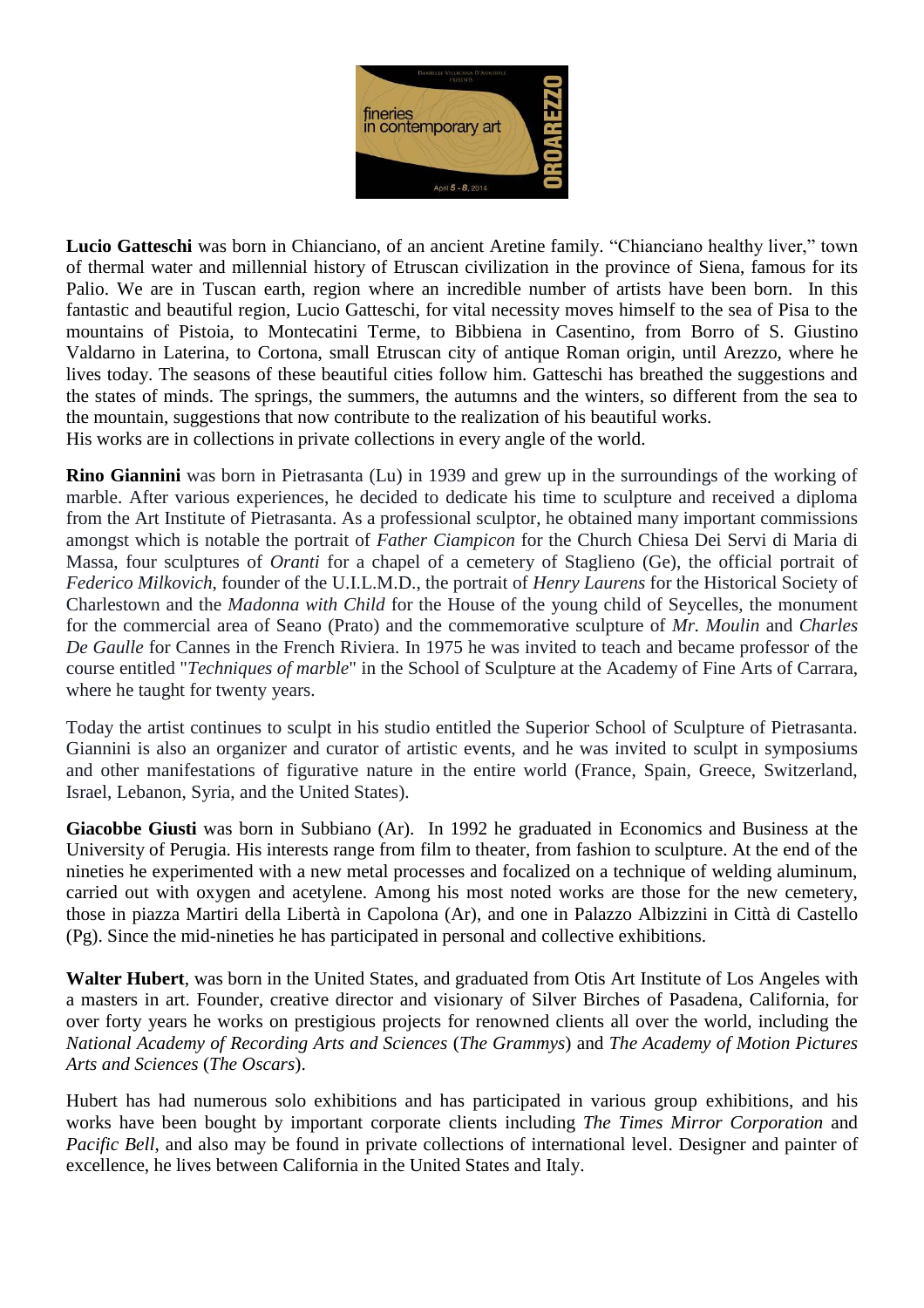**Lucio Gatteschi** was born in Chianciano, of an ancient Aretine family. "Chianciano healthy liver," town of thermal water and millennial history of Etruscan civilization in the province of Siena, famous for its Palio. We are in Tuscan earth, region where an incredible number of artists have been born. In this fantastic and beautiful region, Lucio Gatteschi, for vital necessity moves himself to the sea of Pisa to the mountains of Pistoia, to Montecatini Terme, to Bibbiena in Casentino, from Borro of S. Giustino Valdarno in Laterina, to Cortona, small Etruscan city of antique Roman origin, until Arezzo, where he lives today. The seasons of these beautiful cities follow him. Gatteschi has breathed the suggestions and the states of minds. The springs, the summers, the autumns and the winters, so different from the sea to the mountain, suggestions that now contribute to the realization of his beautiful works.
His works are in collections in private collections in every angle of the world.

**Rino Giannini** was born in Pietrasanta (Lu) in 1939 and grew up in the surroundings of the working of marble. After various experiences, he decided to dedicate his time to sculpture and received a diploma from the Art Institute of Pietrasanta. As a professional sculptor, he obtained many important commissions amongst which is notable the portrait of *Father Ciampicon* for the Church Chiesa Dei Servi di Maria di Massa, four sculptures of *Oranti* for a chapel of a cemetery of Staglieno (Ge), the official portrait of *Federico Milkovich*, founder of the U.I.L.M.D., the portrait of *Henry Laurens* for the Historical Society of Charlestown and the *Madonna with Child* for the House of the young child of Seycelles, the monument for the commercial area of Seano (Prato) and the commemorative sculpture of *Mr. Moulin* and *Charles De Gaulle* for Cannes in the French Riviera. In 1975 he was invited to teach and became professor of the course entitled "*Techniques of marble*" in the School of Sculpture at the Academy of Fine Arts of Carrara, where he taught for twenty years.

Today the artist continues to sculpt in his studio entitled the Superior School of Sculpture of Pietrasanta. Giannini is also an organizer and curator of artistic events, and he was invited to sculpt in symposiums and other manifestations of figurative nature in the entire world (France, Spain, Greece, Switzerland, Israel, Lebanon, Syria, and the United States).

**Giacobbe Giusti** was born in Subbiano (Ar). In 1992 he graduated in Economics and Business at the University of Perugia. His interests range from film to theater, from fashion to sculpture. At the end of the nineties he experimented with a new metal processes and focalized on a technique of welding aluminum, carried out with oxygen and acetylene. Among his most noted works are those for the new cemetery, those in piazza Martiri della Libertà in Capolona (Ar), and one in Palazzo Albizzini in Città di Castello (Pg). Since the mid-nineties he has participated in personal and collective exhibitions.

**Walter Hubert**, was born in the United States, and graduated from Otis Art Institute of Los Angeles with a masters in art. Founder, creative director and visionary of Silver Birches of Pasadena, California, for over forty years he works on prestigious projects for renowned clients all over the world, including the *National Academy of Recording Arts and Sciences* (*The Grammys*) and *The Academy of Motion Pictures Arts and Sciences* (*The Oscars*).

Hubert has had numerous solo exhibitions and has participated in various group exhibitions, and his works have been bought by important corporate clients including *The Times Mirror Corporation* and *Pacific Bell*, and also may be found in private collections of international level. Designer and painter of excellence, he lives between California in the United States and Italy.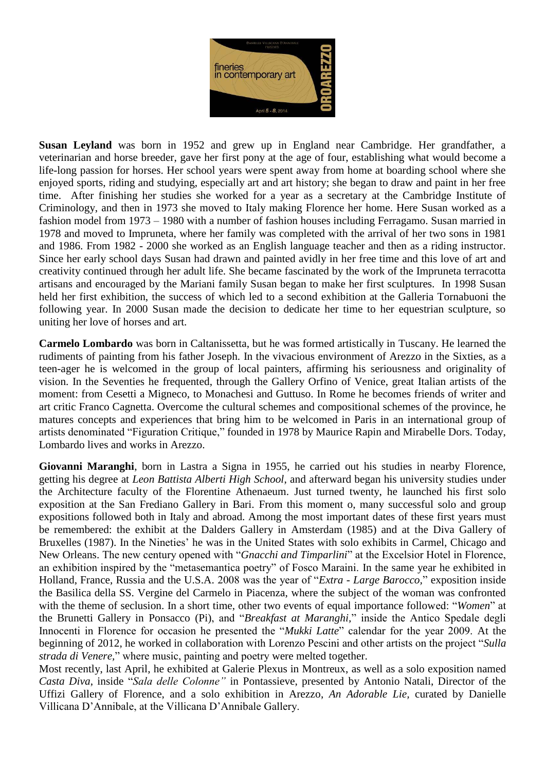**Susan Leyland** was born in 1952 and grew up in England near Cambridge. Her grandfather, a veterinarian and horse breeder, gave her first pony at the age of four, establishing what would become a life-long passion for horses. Her school years were spent away from home at boarding school where she enjoyed sports, riding and studying, especially art and art history; she began to draw and paint in her free time. After finishing her studies she worked for a year as a secretary at the Cambridge Institute of Criminology, and then in 1973 she moved to Italy making Florence her home. Here Susan worked as a fashion model from 1973 – 1980 with a number of fashion houses including Ferragamo. Susan married in 1978 and moved to Impruneta, where her family was completed with the arrival of her two sons in 1981 and 1986. From 1982 - 2000 she worked as an English language teacher and then as a riding instructor. Since her early school days Susan had drawn and painted avidly in her free time and this love of art and creativity continued through her adult life. She became fascinated by the work of the Impruneta terracotta artisans and encouraged by the Mariani family Susan began to make her first sculptures. In 1998 Susan held her first exhibition, the success of which led to a second exhibition at the Galleria Tornabuoni the following year. In 2000 Susan made the decision to dedicate her time to her equestrian sculpture, so uniting her love of horses and art.

**Carmelo Lombardo** was born in Caltanissetta, but he was formed artistically in Tuscany. He learned the rudiments of painting from his father Joseph. In the vivacious environment of Arezzo in the Sixties, as a teen-ager he is welcomed in the group of local painters, affirming his seriousness and originality of vision. In the Seventies he frequented, through the Gallery Orfino of Venice, great Italian artists of the moment: from Cesetti a Migneco, to Monachesi and Guttuso. In Rome he becomes friends of writer and art critic Franco Cagnetta. Overcome the cultural schemes and compositional schemes of the province, he matures concepts and experiences that bring him to be welcomed in Paris in an international group of artists denominated "Figuration Critique," founded in 1978 by Maurice Rapin and Mirabelle Dors. Today, Lombardo lives and works in Arezzo.

**Giovanni Maranghi**, born in Lastra a Signa in 1955, he carried out his studies in nearby Florence, getting his degree at *Leon Battista Alberti High School*, and afterward began his university studies under the Architecture faculty of the Florentine Athenaeum. Just turned twenty, he launched his first solo exposition at the San Frediano Gallery in Bari. From this moment o, many successful solo and group expositions followed both in Italy and abroad. Among the most important dates of these first years must be remembered: the exhibit at the Dalders Gallery in Amsterdam (1985) and at the Diva Gallery of Bruxelles (1987). In the Nineties' he was in the United States with solo exhibits in Carmel, Chicago and New Orleans. The new century opened with "*Gnacchi and Timparlini*" at the Excelsior Hotel in Florence, an exhibition inspired by the "metasemantica poetry" of Fosco Maraini. In the same year he exhibited in Holland, France, Russia and the U.S.A. 2008 was the year of "*Extra - Large Barocco,*" exposition inside the Basilica della SS. Vergine del Carmelo in Piacenza, where the subject of the woman was confronted with the theme of seclusion. In a short time, other two events of equal importance followed: "*Women*" at the Brunetti Gallery in Ponsacco (Pi), and "*Breakfast at Maranghi,*" inside the Antico Spedale degli Innocenti in Florence for occasion he presented the "*Mukki Latte*" calendar for the year 2009. At the beginning of 2012, he worked in collaboration with Lorenzo Pescini and other artists on the project "*Sulla strada di Venere,*" where music, painting and poetry were melted together.

Most recently, last April, he exhibited at Galerie Plexus in Montreux, as well as a solo exposition named *Casta Diva*, inside "*Sala delle Colonne"* in Pontassieve, presented by Antonio Natali, Director of the Uffizi Gallery of Florence, and a solo exhibition in Arezzo, *An Adorable Lie,* curated by Danielle Villicana D'Annibale, at the Villicana D'Annibale Gallery.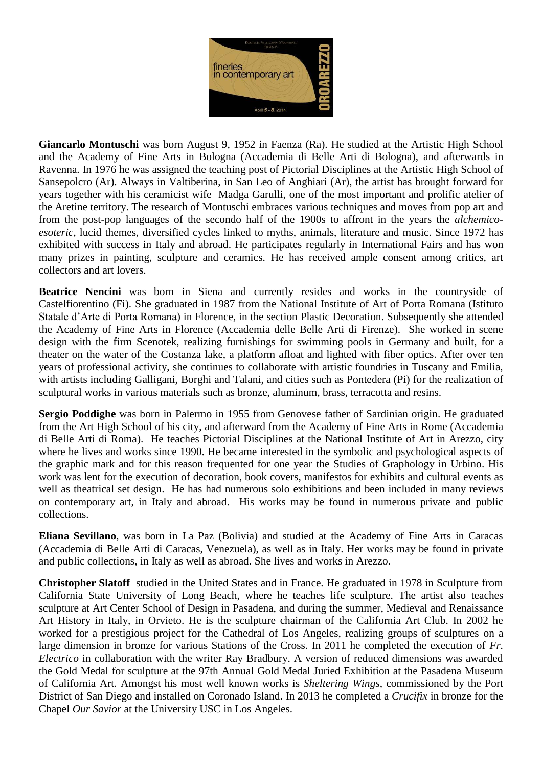**Giancarlo Montuschi** was born August 9, 1952 in Faenza (Ra). He studied at the Artistic High School and the Academy of Fine Arts in Bologna (Accademia di Belle Arti di Bologna), and afterwards in Ravenna. In 1976 he was assigned the teaching post of Pictorial Disciplines at the Artistic High School of Sansepolcro (Ar). Always in Valtiberina, in San Leo of Anghiari (Ar), the artist has brought forward for years together with his ceramicist wife Madga Garulli, one of the most important and prolific atelier of the Aretine territory. The research of Montuschi embraces various techniques and moves from pop art and from the post-pop languages of the secondo half of the 1900s to affront in the years the *alchemico-esoteric*, lucid themes, diversified cycles linked to myths, animals, literature and music. Since 1972 has exhibited with success in Italy and abroad. He participates regularly in International Fairs and has won many prizes in painting, sculpture and ceramics. He has received ample consent among critics, art collectors and art lovers.

**Beatrice Nencini** was born in Siena and currently resides and works in the countryside of Castelfiorentino (Fi). She graduated in 1987 from the National Institute of Art of Porta Romana (Istituto Statale d'Arte di Porta Romana) in Florence, in the section Plastic Decoration. Subsequently she attended the Academy of Fine Arts in Florence (Accademia delle Belle Arti di Firenze). She worked in scene design with the firm Scenotek, realizing furnishings for swimming pools in Germany and built, for a theater on the water of the Costanza lake, a platform afloat and lighted with fiber optics. After over ten years of professional activity, she continues to collaborate with artistic foundries in Tuscany and Emilia, with artists including Galligani, Borghi and Talani, and cities such as Pontedera (Pi) for the realization of sculptural works in various materials such as bronze, aluminum, brass, terracotta and resins.

**Sergio Poddighe** was born in Palermo in 1955 from Genovese father of Sardinian origin. He graduated from the Art High School of his city, and afterward from the Academy of Fine Arts in Rome (Accademia di Belle Arti di Roma). He teaches Pictorial Disciplines at the National Institute of Art in Arezzo, city where he lives and works since 1990. He became interested in the symbolic and psychological aspects of the graphic mark and for this reason frequented for one year the Studies of Graphology in Urbino. His work was lent for the execution of decoration, book covers, manifestos for exhibits and cultural events as well as theatrical set design. He has had numerous solo exhibitions and been included in many reviews on contemporary art, in Italy and abroad. His works may be found in numerous private and public collections.

**Eliana Sevillano**, was born in La Paz (Bolivia) and studied at the Academy of Fine Arts in Caracas (Accademia di Belle Arti di Caracas, Venezuela), as well as in Italy. Her works may be found in private and public collections, in Italy as well as abroad. She lives and works in Arezzo.

**Christopher Slatoff** studied in the United States and in France. He graduated in 1978 in Sculpture from California State University of Long Beach, where he teaches life sculpture. The artist also teaches sculpture at Art Center School of Design in Pasadena, and during the summer, Medieval and Renaissance Art History in Italy, in Orvieto. He is the sculpture chairman of the California Art Club. In 2002 he worked for a prestigious project for the Cathedral of Los Angeles, realizing groups of sculptures on a large dimension in bronze for various Stations of the Cross. In 2011 he completed the execution of *Fr. Electrico* in collaboration with the writer Ray Bradbury. A version of reduced dimensions was awarded the Gold Medal for sculpture at the 97th Annual Gold Medal Juried Exhibition at the Pasadena Museum of California Art. Amongst his most well known works is *Sheltering Wings*, commissioned by the Port District of San Diego and installed on Coronado Island. In 2013 he completed a *Crucifix* in bronze for the Chapel *Our Savior* at the University USC in Los Angeles.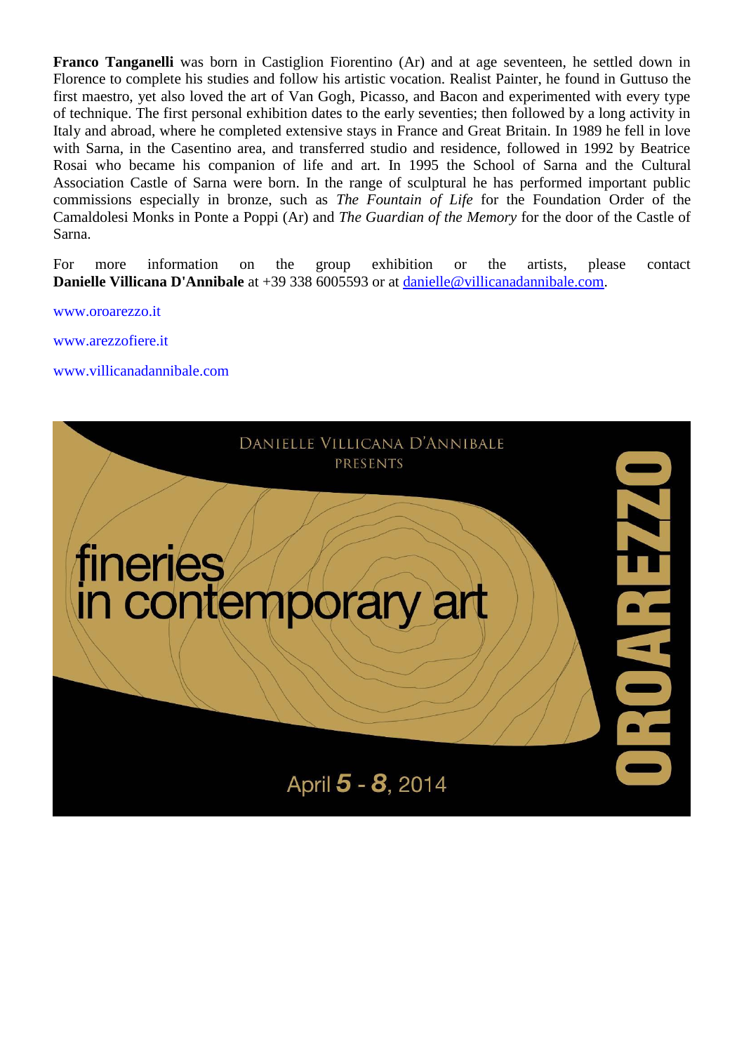**Franco Tanganelli** was born in Castiglion Fiorentino (Ar) and at age seventeen, he settled down in Florence to complete his studies and follow his artistic vocation. Realist Painter, he found in Guttuso the first maestro, yet also loved the art of Van Gogh, Picasso, and Bacon and experimented with every type of technique. The first personal exhibition dates to the early seventies; then followed by a long activity in Italy and abroad, where he completed extensive stays in France and Great Britain. In 1989 he fell in love with Sarna, in the Casentino area, and transferred studio and residence, followed in 1992 by Beatrice Rosai who became his companion of life and art. In 1995 the School of Sarna and the Cultural Association Castle of Sarna were born. In the range of sculptural he has performed important public commissions especially in bronze, such as *The Fountain of Life* for the Foundation Order of the Camaldolesi Monks in Ponte a Poppi (Ar) and *The Guardian of the Memory* for the door of the Castle of Sarna.

For more information on the group exhibition or the artists, please contact **Danielle Villicana D'Annibale** at +39 338 6005593 or at danielle@villicanadannibale.com.

www.oroarezzo.it

www.arezzofiere.it

www.villicanadannibale.com

DANIELLE VILLICANA D'ANNIBALE
PRESENTS

fineries
in contemporary art

April 5 - 8, 2014

OROAREZZO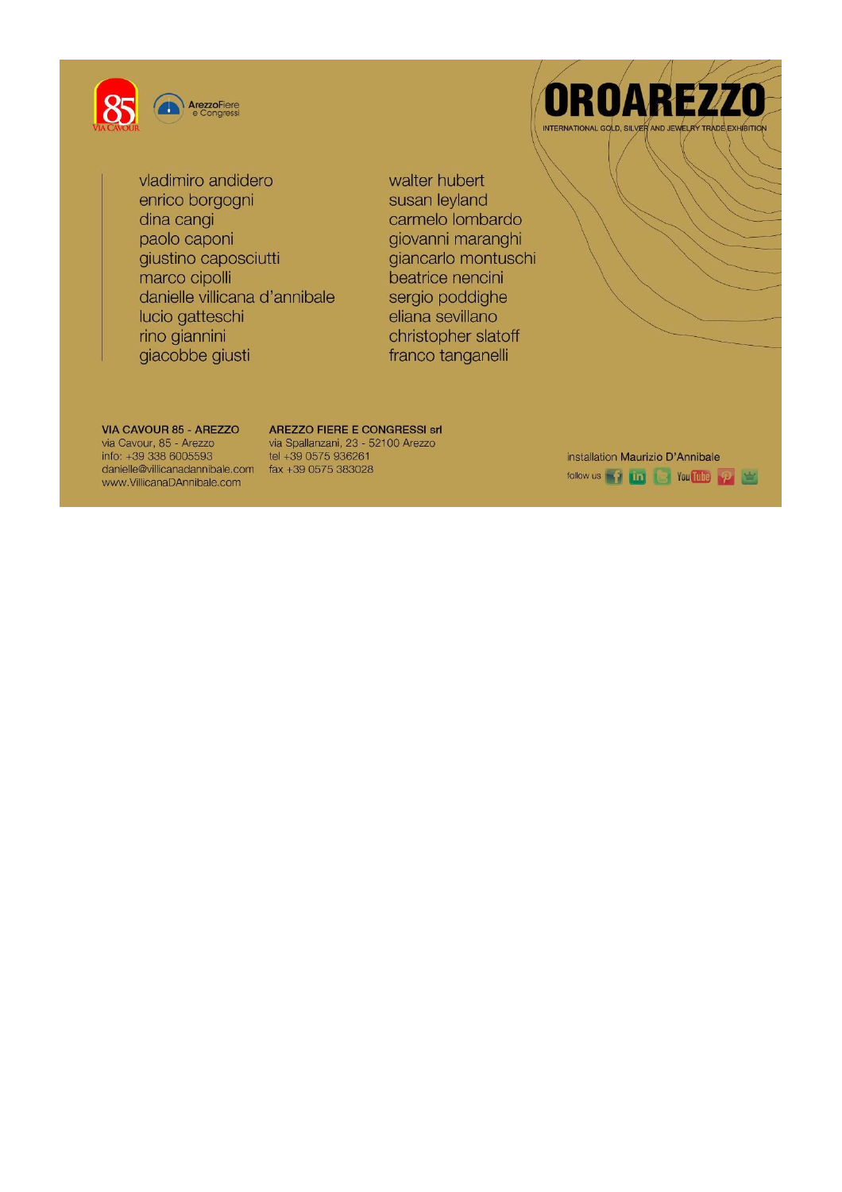85 VIA CAVOUR

ArezzoFiere e Congressi

# OROAREZZO

INTERNATIONAL GOLD, SILVER AND JEWELRY TRADE EXHIBITION

vladimiro andidero
enrico borgogni
dina cangi
paolo caponi
giustino caposciutti
marco cipolli
danielle villicana d'annibale
lucio gatteschi
rino giannini
giacobbe giusti
walter hubert
susan leyland
carmelo lombardo
giovanni maranghi
giancarlo montuschi
beatrice nencini
sergio poddighe
eliana sevillano
christopher slatoff
franco tanganelli

**VIA CAVOUR 85 - AREZZO**
via Cavour, 85 - Arezzo
info: +39 338 6005593
danielle@villicanadannibale.com
www.VillicanaDAnnibale.com

**AREZZO FIERE E CONGRESSI srl**
via Spallanzani, 23 - 52100 Arezzo
tel +39 0575 936261
fax +39 0575 383028

installation Maurizio D'Annibale

follow us